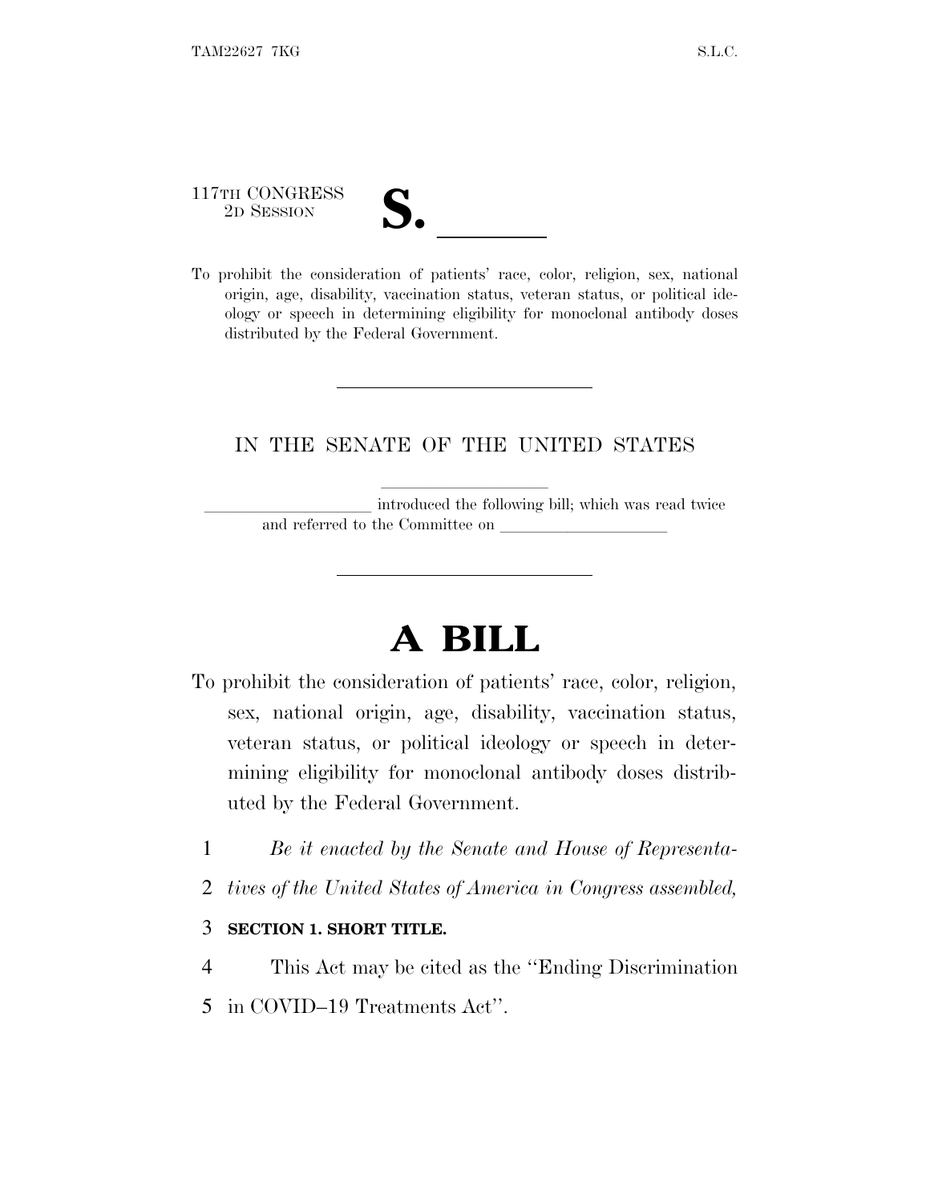117TH CONGRESS
2D SESSION

# S. ______

To prohibit the consideration of patients' race, color, religion, sex, national origin, age, disability, vaccination status, veteran status, or political ideology or speech in determining eligibility for monoclonal antibody doses distributed by the Federal Government.

---

IN THE SENATE OF THE UNITED STATES

______________________ introduced the following bill; which was read twice and referred to the Committee on ______________________

---

# A BILL

To prohibit the consideration of patients' race, color, religion, sex, national origin, age, disability, vaccination status, veteran status, or political ideology or speech in determining eligibility for monoclonal antibody doses distributed by the Federal Government.

1 *Be it enacted by the Senate and House of Representa-*
2 *tives of the United States of America in Congress assembled,*

3 **SECTION 1. SHORT TITLE.**

4 This Act may be cited as the "Ending Discrimination
5 in COVID–19 Treatments Act".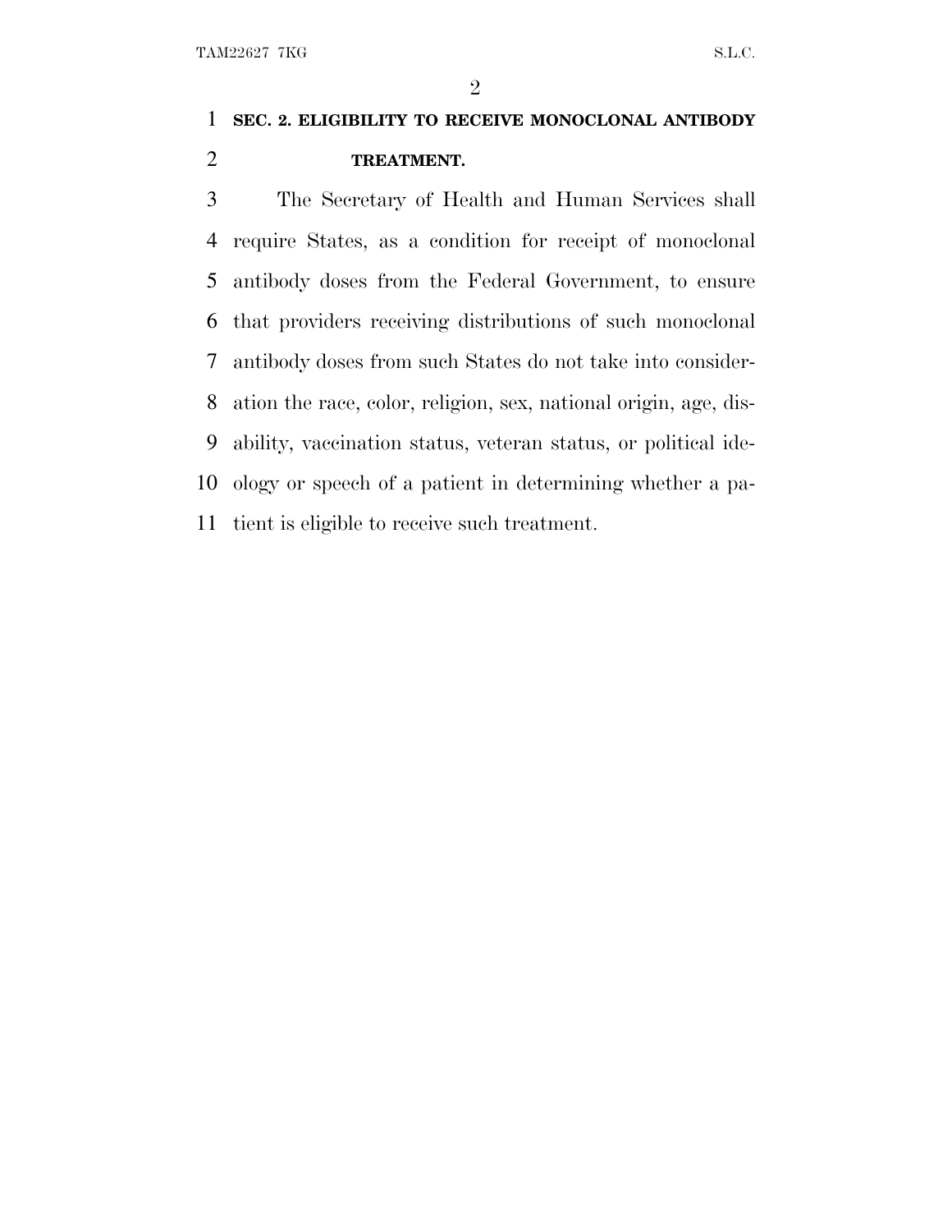**SEC. 2. ELIGIBILITY TO RECEIVE MONOCLONAL ANTIBODY TREATMENT.**

The Secretary of Health and Human Services shall require States, as a condition for receipt of monoclonal antibody doses from the Federal Government, to ensure that providers receiving distributions of such monoclonal antibody doses from such States do not take into consideration the race, color, religion, sex, national origin, age, disability, vaccination status, veteran status, or political ideology or speech of a patient in determining whether a patient is eligible to receive such treatment.